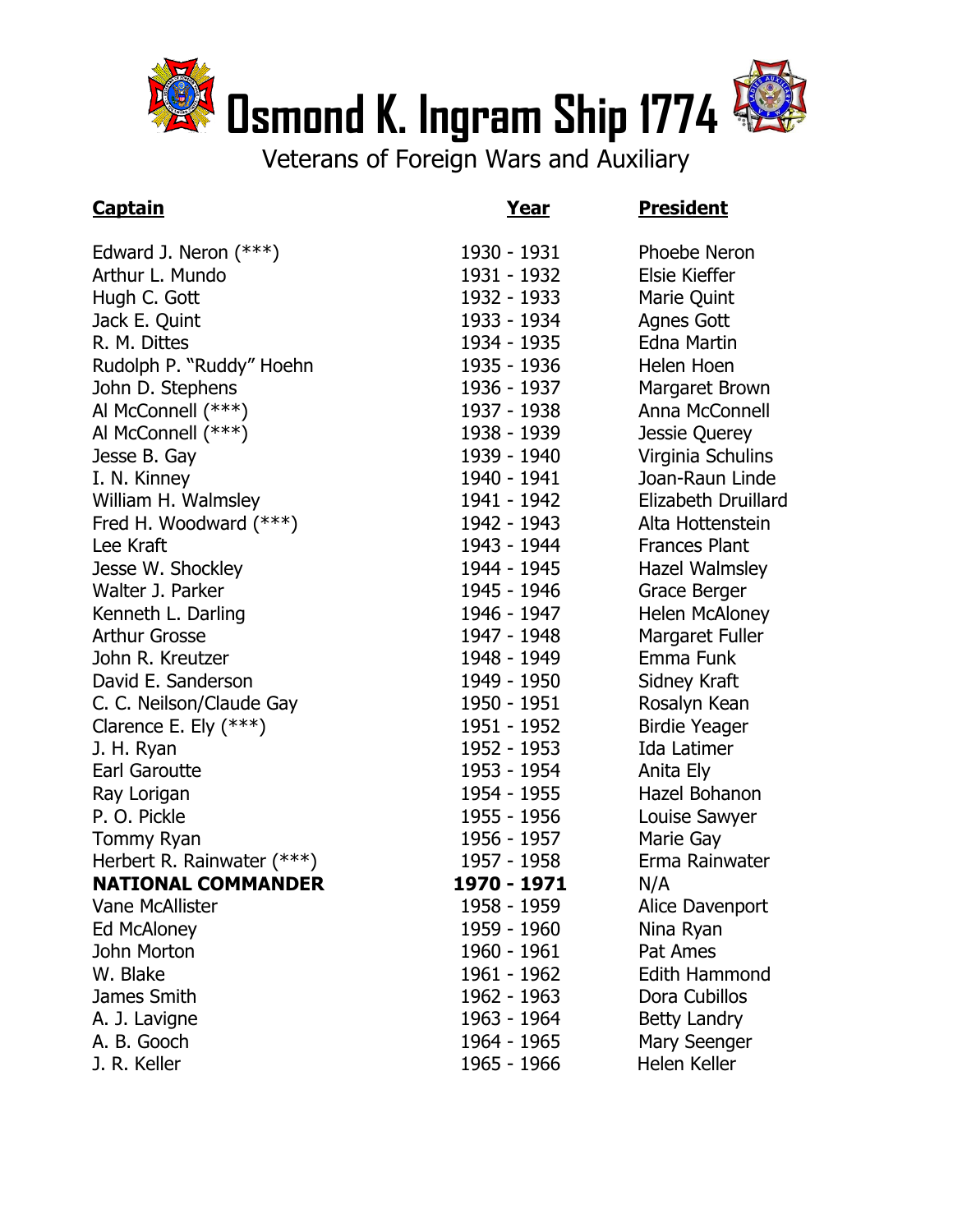# Osmond K. Ingram Ship 1774

Veterans of Foreign Wars and Auxiliary

| **Captain** | **Year** | **President** |
|---|---|---|
| Edward J. Neron (***) | 1930 - 1931 | Phoebe Neron |
| Arthur L. Mundo | 1931 - 1932 | Elsie Kieffer |
| Hugh C. Gott | 1932 - 1933 | Marie Quint |
| Jack E. Quint | 1933 - 1934 | Agnes Gott |
| R. M. Dittes | 1934 - 1935 | Edna Martin |
| Rudolph P. "Ruddy" Hoehn | 1935 - 1936 | Helen Hoen |
| John D. Stephens | 1936 - 1937 | Margaret Brown |
| Al McConnell (***) | 1937 - 1938 | Anna McConnell |
| Al McConnell (***) | 1938 - 1939 | Jessie Querey |
| Jesse B. Gay | 1939 - 1940 | Virginia Schulins |
| I. N. Kinney | 1940 - 1941 | Joan-Raun Linde |
| William H. Walmsley | 1941 - 1942 | Elizabeth Druillard |
| Fred H. Woodward (***) | 1942 - 1943 | Alta Hottenstein |
| Lee Kraft | 1943 - 1944 | Frances Plant |
| Jesse W. Shockley | 1944 - 1945 | Hazel Walmsley |
| Walter J. Parker | 1945 - 1946 | Grace Berger |
| Kenneth L. Darling | 1946 - 1947 | Helen McAloney |
| Arthur Grosse | 1947 - 1948 | Margaret Fuller |
| John R. Kreutzer | 1948 - 1949 | Emma Funk |
| David E. Sanderson | 1949 - 1950 | Sidney Kraft |
| C. C. Neilson/Claude Gay | 1950 - 1951 | Rosalyn Kean |
| Clarence E. Ely (***) | 1951 - 1952 | Birdie Yeager |
| J. H. Ryan | 1952 - 1953 | Ida Latimer |
| Earl Garoutte | 1953 - 1954 | Anita Ely |
| Ray Lorigan | 1954 - 1955 | Hazel Bohanon |
| P. O. Pickle | 1955 - 1956 | Louise Sawyer |
| Tommy Ryan | 1956 - 1957 | Marie Gay |
| Herbert R. Rainwater (***) | 1957 - 1958 | Erma Rainwater |
| **NATIONAL COMMANDER** | **1970 - 1971** | N/A |
| Vane McAllister | 1958 - 1959 | Alice Davenport |
| Ed McAloney | 1959 - 1960 | Nina Ryan |
| John Morton | 1960 - 1961 | Pat Ames |
| W. Blake | 1961 - 1962 | Edith Hammond |
| James Smith | 1962 - 1963 | Dora Cubillos |
| A. J. Lavigne | 1963 - 1964 | Betty Landry |
| A. B. Gooch | 1964 - 1965 | Mary Seenger |
| J. R. Keller | 1965 - 1966 | Helen Keller |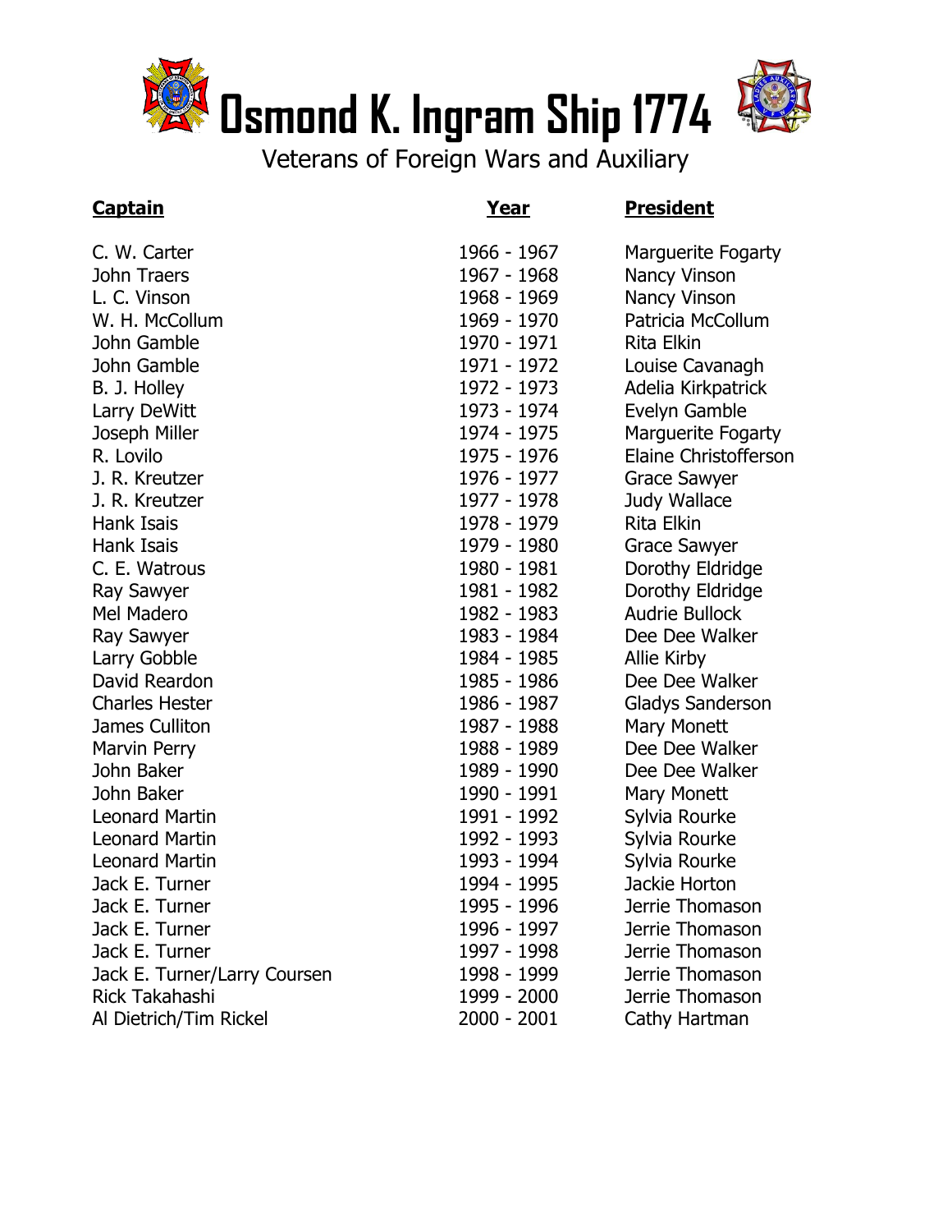# Osmond K. Ingram Ship 1774

Veterans of Foreign Wars and Auxiliary

| Captain | Year | President |
|---|---|---|
| C. W. Carter | 1966 - 1967 | Marguerite Fogarty |
| John Traers | 1967 - 1968 | Nancy Vinson |
| L. C. Vinson | 1968 - 1969 | Nancy Vinson |
| W. H. McCollum | 1969 - 1970 | Patricia McCollum |
| John Gamble | 1970 - 1971 | Rita Elkin |
| John Gamble | 1971 - 1972 | Louise Cavanagh |
| B. J. Holley | 1972 - 1973 | Adelia Kirkpatrick |
| Larry DeWitt | 1973 - 1974 | Evelyn Gamble |
| Joseph Miller | 1974 - 1975 | Marguerite Fogarty |
| R. Lovilo | 1975 - 1976 | Elaine Christofferson |
| J. R. Kreutzer | 1976 - 1977 | Grace Sawyer |
| J. R. Kreutzer | 1977 - 1978 | Judy Wallace |
| Hank Isais | 1978 - 1979 | Rita Elkin |
| Hank Isais | 1979 - 1980 | Grace Sawyer |
| C. E. Watrous | 1980 - 1981 | Dorothy Eldridge |
| Ray Sawyer | 1981 - 1982 | Dorothy Eldridge |
| Mel Madero | 1982 - 1983 | Audrie Bullock |
| Ray Sawyer | 1983 - 1984 | Dee Dee Walker |
| Larry Gobble | 1984 - 1985 | Allie Kirby |
| David Reardon | 1985 - 1986 | Dee Dee Walker |
| Charles Hester | 1986 - 1987 | Gladys Sanderson |
| James Culliton | 1987 - 1988 | Mary Monett |
| Marvin Perry | 1988 - 1989 | Dee Dee Walker |
| John Baker | 1989 - 1990 | Dee Dee Walker |
| John Baker | 1990 - 1991 | Mary Monett |
| Leonard Martin | 1991 - 1992 | Sylvia Rourke |
| Leonard Martin | 1992 - 1993 | Sylvia Rourke |
| Leonard Martin | 1993 - 1994 | Sylvia Rourke |
| Jack E. Turner | 1994 - 1995 | Jackie Horton |
| Jack E. Turner | 1995 - 1996 | Jerrie Thomason |
| Jack E. Turner | 1996 - 1997 | Jerrie Thomason |
| Jack E. Turner | 1997 - 1998 | Jerrie Thomason |
| Jack E. Turner/Larry Coursen | 1998 - 1999 | Jerrie Thomason |
| Rick Takahashi | 1999 - 2000 | Jerrie Thomason |
| Al Dietrich/Tim Rickel | 2000 - 2001 | Cathy Hartman |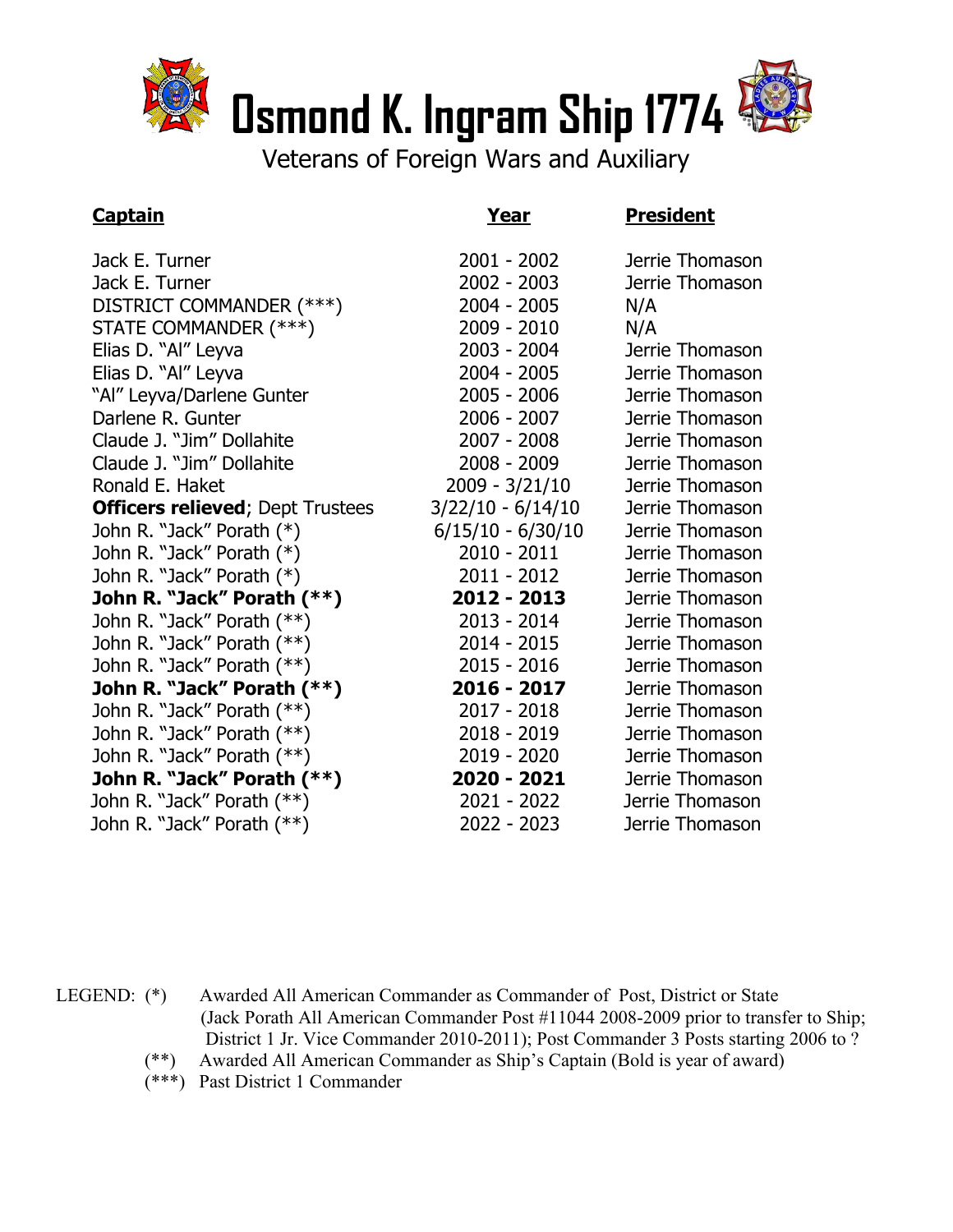# Osmond K. Ingram Ship 1774

Veterans of Foreign Wars and Auxiliary

| Captain | Year | President |
|---|---|---|
| Jack E. Turner | 2001 - 2002 | Jerrie Thomason |
| Jack E. Turner | 2002 - 2003 | Jerrie Thomason |
| DISTRICT COMMANDER (***) | 2004 - 2005 | N/A |
| STATE COMMANDER (***) | 2009 - 2010 | N/A |
| Elias D. "Al" Leyva | 2003 - 2004 | Jerrie Thomason |
| Elias D. "Al" Leyva | 2004 - 2005 | Jerrie Thomason |
| "Al" Leyva/Darlene Gunter | 2005 - 2006 | Jerrie Thomason |
| Darlene R. Gunter | 2006 - 2007 | Jerrie Thomason |
| Claude J. "Jim" Dollahite | 2007 - 2008 | Jerrie Thomason |
| Claude J. "Jim" Dollahite | 2008 - 2009 | Jerrie Thomason |
| Ronald E. Haket | 2009 - 3/21/10 | Jerrie Thomason |
| **Officers relieved**; Dept Trustees | 3/22/10 - 6/14/10 | Jerrie Thomason |
| John R. "Jack" Porath (*) | 6/15/10 - 6/30/10 | Jerrie Thomason |
| John R. "Jack" Porath (*) | 2010 - 2011 | Jerrie Thomason |
| John R. "Jack" Porath (*) | 2011 - 2012 | Jerrie Thomason |
| **John R. "Jack" Porath (**)** | **2012 - 2013** | Jerrie Thomason |
| John R. "Jack" Porath (**) | 2013 - 2014 | Jerrie Thomason |
| John R. "Jack" Porath (**) | 2014 - 2015 | Jerrie Thomason |
| John R. "Jack" Porath (**) | 2015 - 2016 | Jerrie Thomason |
| **John R. "Jack" Porath (**)** | **2016 - 2017** | Jerrie Thomason |
| John R. "Jack" Porath (**) | 2017 - 2018 | Jerrie Thomason |
| John R. "Jack" Porath (**) | 2018 - 2019 | Jerrie Thomason |
| John R. "Jack" Porath (**) | 2019 - 2020 | Jerrie Thomason |
| **John R. "Jack" Porath (**)** | **2020 - 2021** | Jerrie Thomason |
| John R. "Jack" Porath (**) | 2021 - 2022 | Jerrie Thomason |
| John R. "Jack" Porath (**) | 2022 - 2023 | Jerrie Thomason |

LEGEND:
- (*) Awarded All American Commander as Commander of Post, District or State (Jack Porath All American Commander Post #11044 2008-2009 prior to transfer to Ship; District 1 Jr. Vice Commander 2010-2011); Post Commander 3 Posts starting 2006 to ?
- (**) Awarded All American Commander as Ship's Captain (Bold is year of award)
- (***) Past District 1 Commander